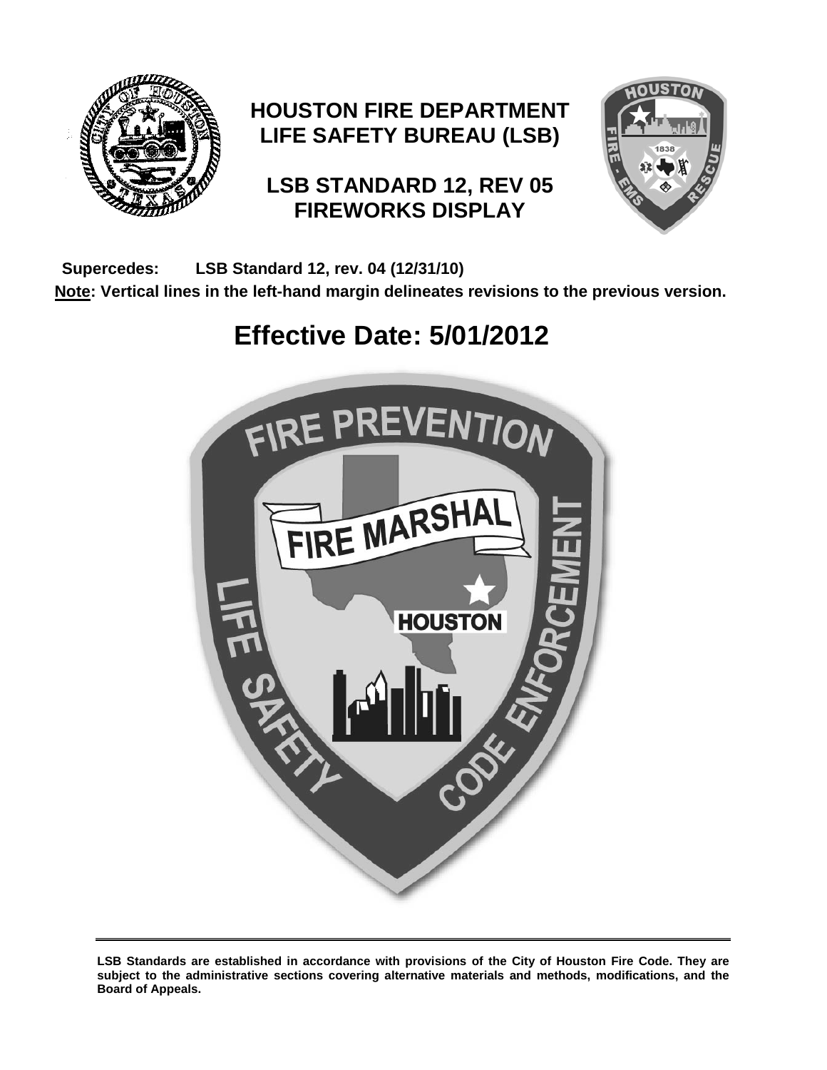# HOUSTON FIRE DEPARTMENT
# LIFE SAFETY BUREAU (LSB)

## LSB STANDARD 12, REV 05
## FIREWORKS DISPLAY

**Supercedes: LSB Standard 12, rev. 04 (12/31/10)**

**Note: Vertical lines in the left-hand margin delineates revisions to the previous version.**

# Effective Date: 5/01/2012

**LSB Standards are established in accordance with provisions of the City of Houston Fire Code. They are subject to the administrative sections covering alternative materials and methods, modifications, and the Board of Appeals.**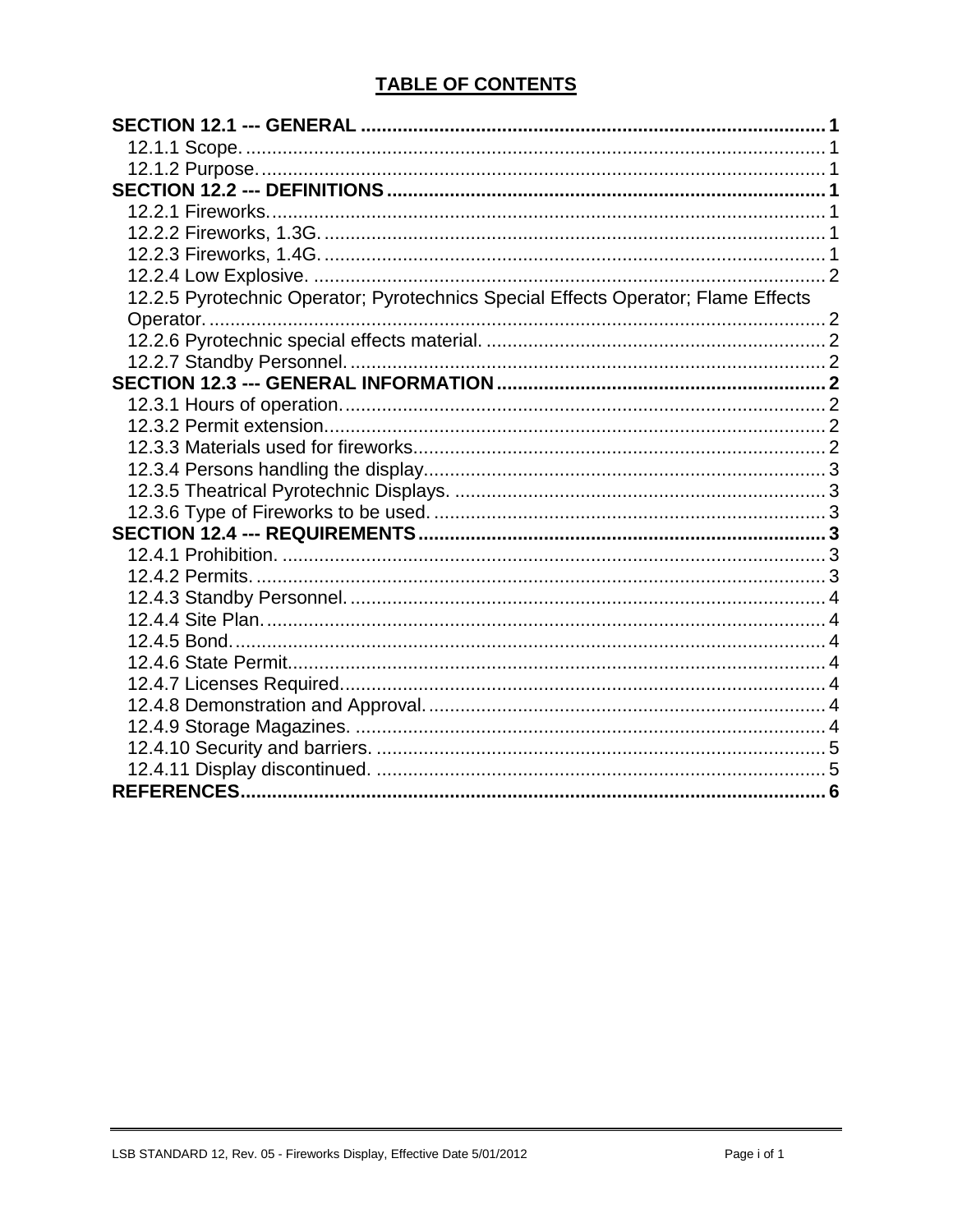# TABLE OF CONTENTS

**SECTION 12.1 --- GENERAL** ........................................................................................ **1**
- 12.1.1 Scope. .............................................................................................................. 1
- 12.1.2 Purpose. ........................................................................................................... 1

**SECTION 12.2 --- DEFINITIONS** ................................................................................. **1**
- 12.2.1 Fireworks. ........................................................................................................ 1
- 12.2.2 Fireworks, 1.3G. .............................................................................................. 1
- 12.2.3 Fireworks, 1.4G. .............................................................................................. 1
- 12.2.4 Low Explosive. ................................................................................................ 2
- 12.2.5 Pyrotechnic Operator; Pyrotechnics Special Effects Operator; Flame Effects Operator. .................................................................................................................... 2
- 12.2.6 Pyrotechnic special effects material. ............................................................... 2
- 12.2.7 Standby Personnel. .......................................................................................... 2

**SECTION 12.3 --- GENERAL INFORMATION** ............................................................. **2**
- 12.3.1 Hours of operation. .......................................................................................... 2
- 12.3.2 Permit extension. ............................................................................................. 2
- 12.3.3 Materials used for fireworks. ........................................................................... 2
- 12.3.4 Persons handling the display. .......................................................................... 3
- 12.3.5 Theatrical Pyrotechnic Displays. ..................................................................... 3
- 12.3.6 Type of Fireworks to be used. ......................................................................... 3

**SECTION 12.4 --- REQUIREMENTS** ............................................................................ **3**
- 12.4.1 Prohibition. ...................................................................................................... 3
- 12.4.2 Permits. ........................................................................................................... 3
- 12.4.3 Standby Personnel. .......................................................................................... 4
- 12.4.4 Site Plan. ......................................................................................................... 4
- 12.4.5 Bond. ............................................................................................................... 4
- 12.4.6 State Permit. .................................................................................................... 4
- 12.4.7 Licenses Required. .......................................................................................... 4
- 12.4.8 Demonstration and Approval. .......................................................................... 4
- 12.4.9 Storage Magazines. ......................................................................................... 4
- 12.4.10 Security and barriers. ..................................................................................... 5
- 12.4.11 Display discontinued. ..................................................................................... 5

**REFERENCES** .............................................................................................................. **6**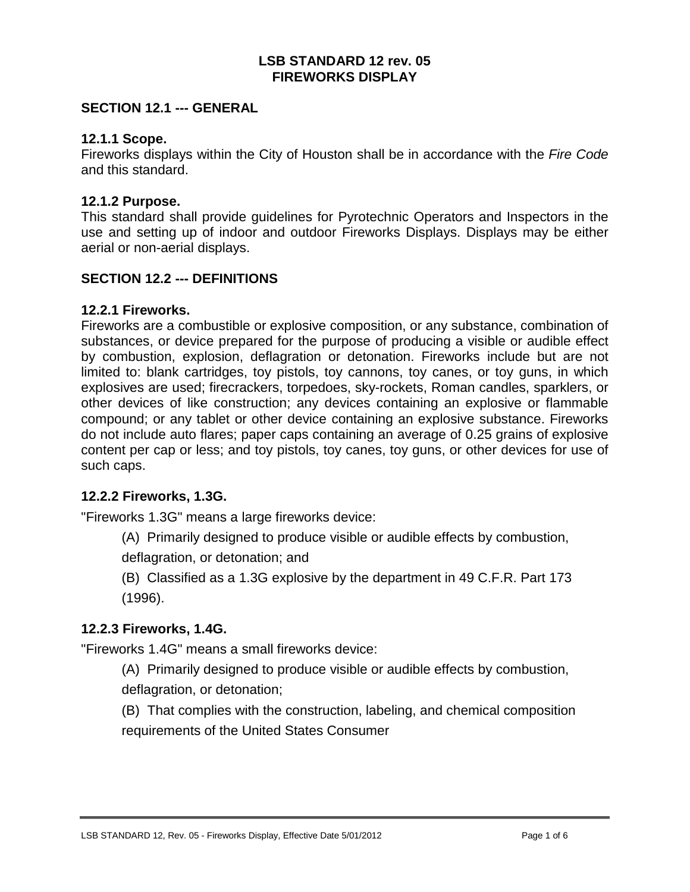# LSB STANDARD 12 rev. 05
# FIREWORKS DISPLAY

## SECTION 12.1 --- GENERAL

### 12.1.1 Scope.

Fireworks displays within the City of Houston shall be in accordance with the *Fire Code* and this standard.

### 12.1.2 Purpose.

This standard shall provide guidelines for Pyrotechnic Operators and Inspectors in the use and setting up of indoor and outdoor Fireworks Displays. Displays may be either aerial or non-aerial displays.

## SECTION 12.2 --- DEFINITIONS

### 12.2.1 Fireworks.

Fireworks are a combustible or explosive composition, or any substance, combination of substances, or device prepared for the purpose of producing a visible or audible effect by combustion, explosion, deflagration or detonation. Fireworks include but are not limited to: blank cartridges, toy pistols, toy cannons, toy canes, or toy guns, in which explosives are used; firecrackers, torpedoes, sky-rockets, Roman candles, sparklers, or other devices of like construction; any devices containing an explosive or flammable compound; or any tablet or other device containing an explosive substance. Fireworks do not include auto flares; paper caps containing an average of 0.25 grains of explosive content per cap or less; and toy pistols, toy canes, toy guns, or other devices for use of such caps.

### 12.2.2 Fireworks, 1.3G.

"Fireworks 1.3G" means a large fireworks device:

(A) Primarily designed to produce visible or audible effects by combustion, deflagration, or detonation; and

(B) Classified as a 1.3G explosive by the department in 49 C.F.R. Part 173 (1996).

### 12.2.3 Fireworks, 1.4G.

"Fireworks 1.4G" means a small fireworks device:

(A) Primarily designed to produce visible or audible effects by combustion, deflagration, or detonation;

(B) That complies with the construction, labeling, and chemical composition requirements of the United States Consumer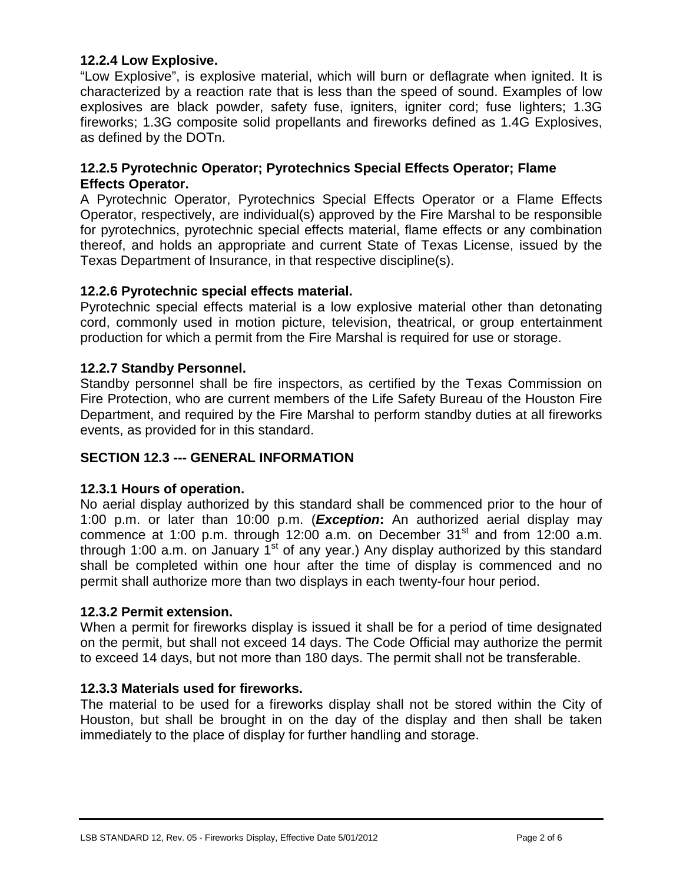### 12.2.4 Low Explosive.

"Low Explosive", is explosive material, which will burn or deflagrate when ignited. It is characterized by a reaction rate that is less than the speed of sound. Examples of low explosives are black powder, safety fuse, igniters, igniter cord; fuse lighters; 1.3G fireworks; 1.3G composite solid propellants and fireworks defined as 1.4G Explosives, as defined by the DOTn.

### 12.2.5 Pyrotechnic Operator; Pyrotechnics Special Effects Operator; Flame Effects Operator.

A Pyrotechnic Operator, Pyrotechnics Special Effects Operator or a Flame Effects Operator, respectively, are individual(s) approved by the Fire Marshal to be responsible for pyrotechnics, pyrotechnic special effects material, flame effects or any combination thereof, and holds an appropriate and current State of Texas License, issued by the Texas Department of Insurance, in that respective discipline(s).

### 12.2.6 Pyrotechnic special effects material.

Pyrotechnic special effects material is a low explosive material other than detonating cord, commonly used in motion picture, television, theatrical, or group entertainment production for which a permit from the Fire Marshal is required for use or storage.

### 12.2.7 Standby Personnel.

Standby personnel shall be fire inspectors, as certified by the Texas Commission on Fire Protection, who are current members of the Life Safety Bureau of the Houston Fire Department, and required by the Fire Marshal to perform standby duties at all fireworks events, as provided for in this standard.

## SECTION 12.3 --- GENERAL INFORMATION

### 12.3.1 Hours of operation.

No aerial display authorized by this standard shall be commenced prior to the hour of 1:00 p.m. or later than 10:00 p.m. (***Exception*:** An authorized aerial display may commence at 1:00 p.m. through 12:00 a.m. on December 31st and from 12:00 a.m. through 1:00 a.m. on January 1st of any year.) Any display authorized by this standard shall be completed within one hour after the time of display is commenced and no permit shall authorize more than two displays in each twenty-four hour period.

### 12.3.2 Permit extension.

When a permit for fireworks display is issued it shall be for a period of time designated on the permit, but shall not exceed 14 days. The Code Official may authorize the permit to exceed 14 days, but not more than 180 days. The permit shall not be transferable.

### 12.3.3 Materials used for fireworks.

The material to be used for a fireworks display shall not be stored within the City of Houston, but shall be brought in on the day of the display and then shall be taken immediately to the place of display for further handling and storage.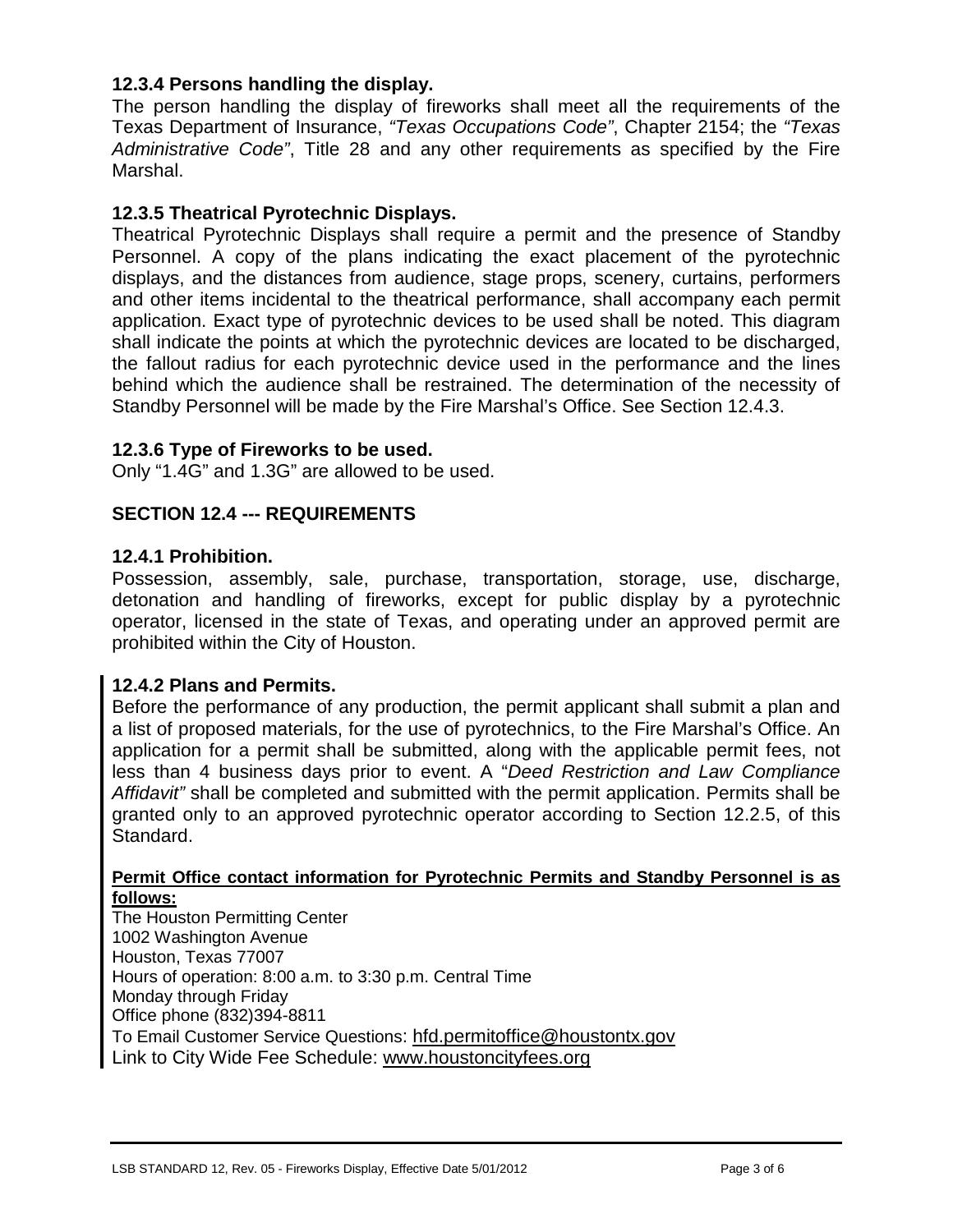### 12.3.4 Persons handling the display.

The person handling the display of fireworks shall meet all the requirements of the Texas Department of Insurance, *"Texas Occupations Code"*, Chapter 2154; the *"Texas Administrative Code"*, Title 28 and any other requirements as specified by the Fire Marshal.

### 12.3.5 Theatrical Pyrotechnic Displays.

Theatrical Pyrotechnic Displays shall require a permit and the presence of Standby Personnel. A copy of the plans indicating the exact placement of the pyrotechnic displays, and the distances from audience, stage props, scenery, curtains, performers and other items incidental to the theatrical performance, shall accompany each permit application. Exact type of pyrotechnic devices to be used shall be noted. This diagram shall indicate the points at which the pyrotechnic devices are located to be discharged, the fallout radius for each pyrotechnic device used in the performance and the lines behind which the audience shall be restrained. The determination of the necessity of Standby Personnel will be made by the Fire Marshal's Office. See Section 12.4.3.

### 12.3.6 Type of Fireworks to be used.

Only "1.4G" and 1.3G" are allowed to be used.

## SECTION 12.4 --- REQUIREMENTS

### 12.4.1 Prohibition.

Possession, assembly, sale, purchase, transportation, storage, use, discharge, detonation and handling of fireworks, except for public display by a pyrotechnic operator, licensed in the state of Texas, and operating under an approved permit are prohibited within the City of Houston.

### 12.4.2 Plans and Permits.

Before the performance of any production, the permit applicant shall submit a plan and a list of proposed materials, for the use of pyrotechnics, to the Fire Marshal's Office. An application for a permit shall be submitted, along with the applicable permit fees, not less than 4 business days prior to event. A "*Deed Restriction and Law Compliance Affidavit"* shall be completed and submitted with the permit application. Permits shall be granted only to an approved pyrotechnic operator according to Section 12.2.5, of this Standard.

**Permit Office contact information for Pyrotechnic Permits and Standby Personnel is as follows:**

The Houston Permitting Center
1002 Washington Avenue
Houston, Texas 77007
Hours of operation: 8:00 a.m. to 3:30 p.m. Central Time
Monday through Friday
Office phone (832)394-8811
To Email Customer Service Questions: hfd.permitoffice@houstontx.gov
Link to City Wide Fee Schedule: www.houstoncityfees.org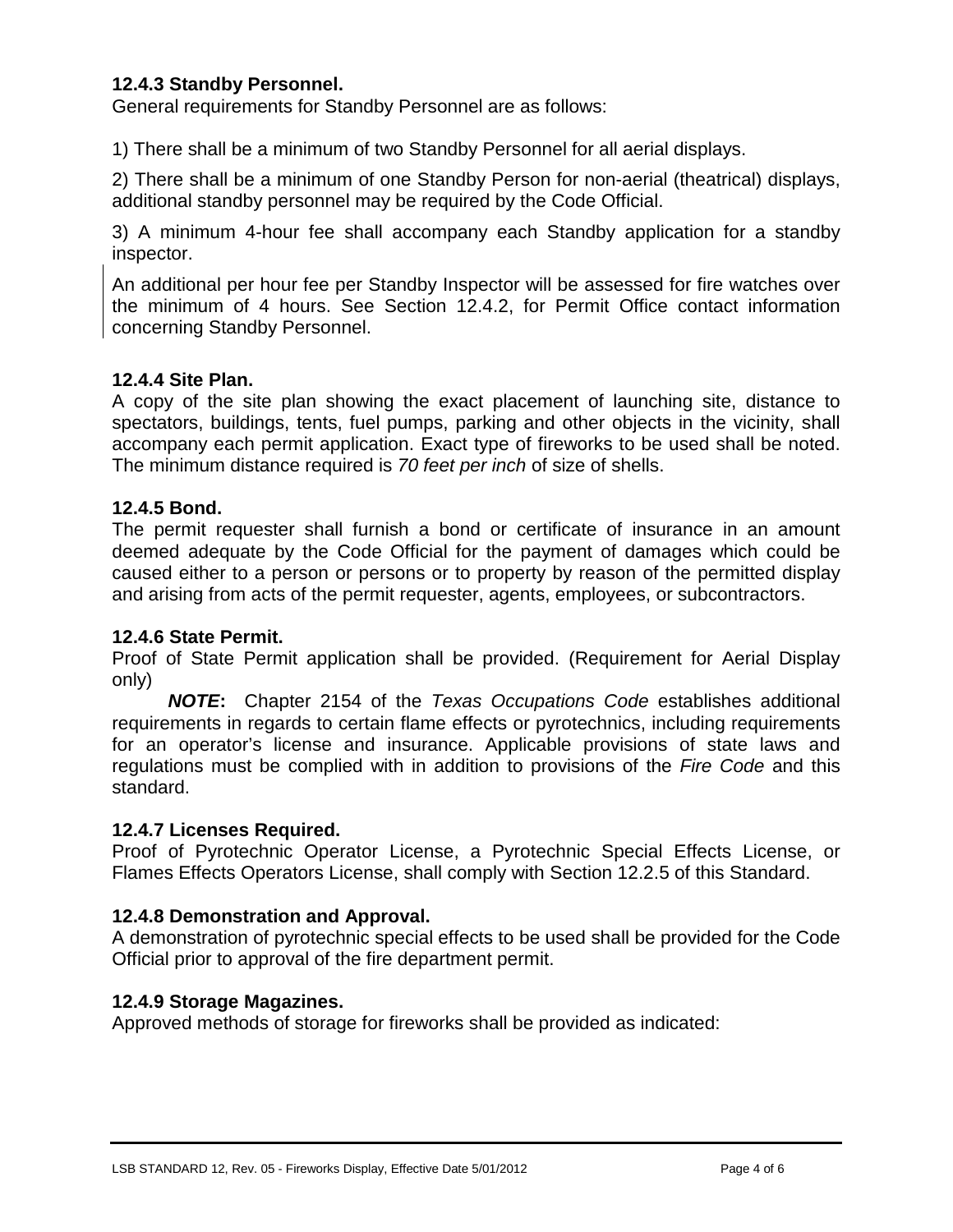### 12.4.3 Standby Personnel.

General requirements for Standby Personnel are as follows:

1) There shall be a minimum of two Standby Personnel for all aerial displays.

2) There shall be a minimum of one Standby Person for non-aerial (theatrical) displays, additional standby personnel may be required by the Code Official.

3) A minimum 4-hour fee shall accompany each Standby application for a standby inspector.

An additional per hour fee per Standby Inspector will be assessed for fire watches over the minimum of 4 hours. See Section 12.4.2, for Permit Office contact information concerning Standby Personnel.

### 12.4.4 Site Plan.

A copy of the site plan showing the exact placement of launching site, distance to spectators, buildings, tents, fuel pumps, parking and other objects in the vicinity, shall accompany each permit application. Exact type of fireworks to be used shall be noted. The minimum distance required is *70 feet per inch* of size of shells.

### 12.4.5 Bond.

The permit requester shall furnish a bond or certificate of insurance in an amount deemed adequate by the Code Official for the payment of damages which could be caused either to a person or persons or to property by reason of the permitted display and arising from acts of the permit requester, agents, employees, or subcontractors.

### 12.4.6 State Permit.

Proof of State Permit application shall be provided. (Requirement for Aerial Display only)

***NOTE*:** Chapter 2154 of the *Texas Occupations Code* establishes additional requirements in regards to certain flame effects or pyrotechnics, including requirements for an operator's license and insurance. Applicable provisions of state laws and regulations must be complied with in addition to provisions of the *Fire Code* and this standard.

### 12.4.7 Licenses Required.

Proof of Pyrotechnic Operator License, a Pyrotechnic Special Effects License, or Flames Effects Operators License, shall comply with Section 12.2.5 of this Standard.

### 12.4.8 Demonstration and Approval.

A demonstration of pyrotechnic special effects to be used shall be provided for the Code Official prior to approval of the fire department permit.

### 12.4.9 Storage Magazines.

Approved methods of storage for fireworks shall be provided as indicated: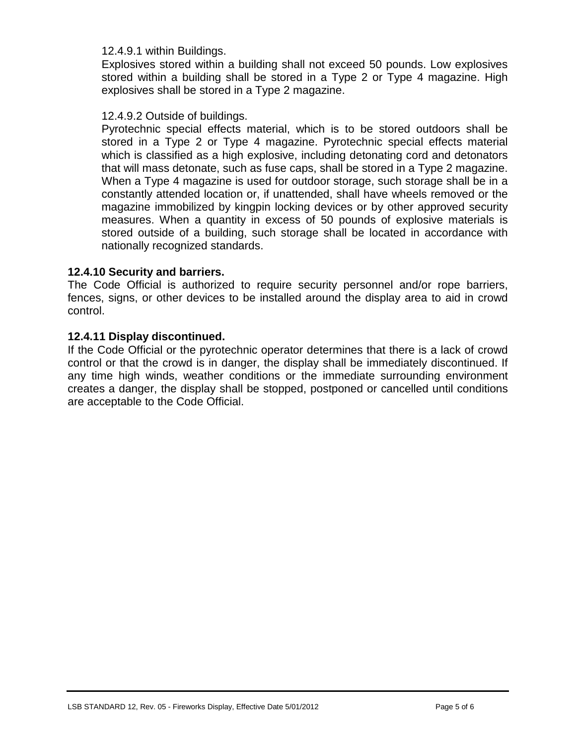12.4.9.1 within Buildings.

Explosives stored within a building shall not exceed 50 pounds. Low explosives stored within a building shall be stored in a Type 2 or Type 4 magazine. High explosives shall be stored in a Type 2 magazine.

12.4.9.2 Outside of buildings.

Pyrotechnic special effects material, which is to be stored outdoors shall be stored in a Type 2 or Type 4 magazine. Pyrotechnic special effects material which is classified as a high explosive, including detonating cord and detonators that will mass detonate, such as fuse caps, shall be stored in a Type 2 magazine. When a Type 4 magazine is used for outdoor storage, such storage shall be in a constantly attended location or, if unattended, shall have wheels removed or the magazine immobilized by kingpin locking devices or by other approved security measures. When a quantity in excess of 50 pounds of explosive materials is stored outside of a building, such storage shall be located in accordance with nationally recognized standards.

**12.4.10 Security and barriers.**

The Code Official is authorized to require security personnel and/or rope barriers, fences, signs, or other devices to be installed around the display area to aid in crowd control.

**12.4.11 Display discontinued.**

If the Code Official or the pyrotechnic operator determines that there is a lack of crowd control or that the crowd is in danger, the display shall be immediately discontinued. If any time high winds, weather conditions or the immediate surrounding environment creates a danger, the display shall be stopped, postponed or cancelled until conditions are acceptable to the Code Official.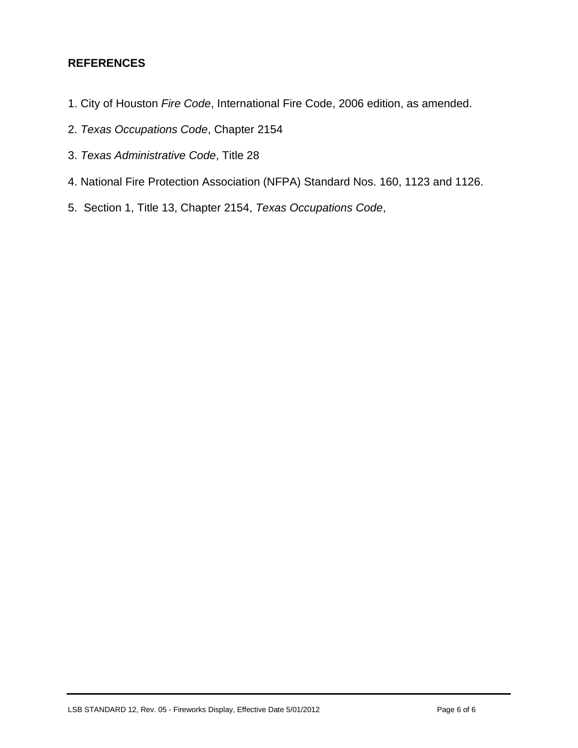## REFERENCES

1. City of Houston *Fire Code*, International Fire Code, 2006 edition, as amended.
2. *Texas Occupations Code*, Chapter 2154
3. *Texas Administrative Code*, Title 28
4. National Fire Protection Association (NFPA) Standard Nos. 160, 1123 and 1126.
5. Section 1, Title 13, Chapter 2154, *Texas Occupations Code*,